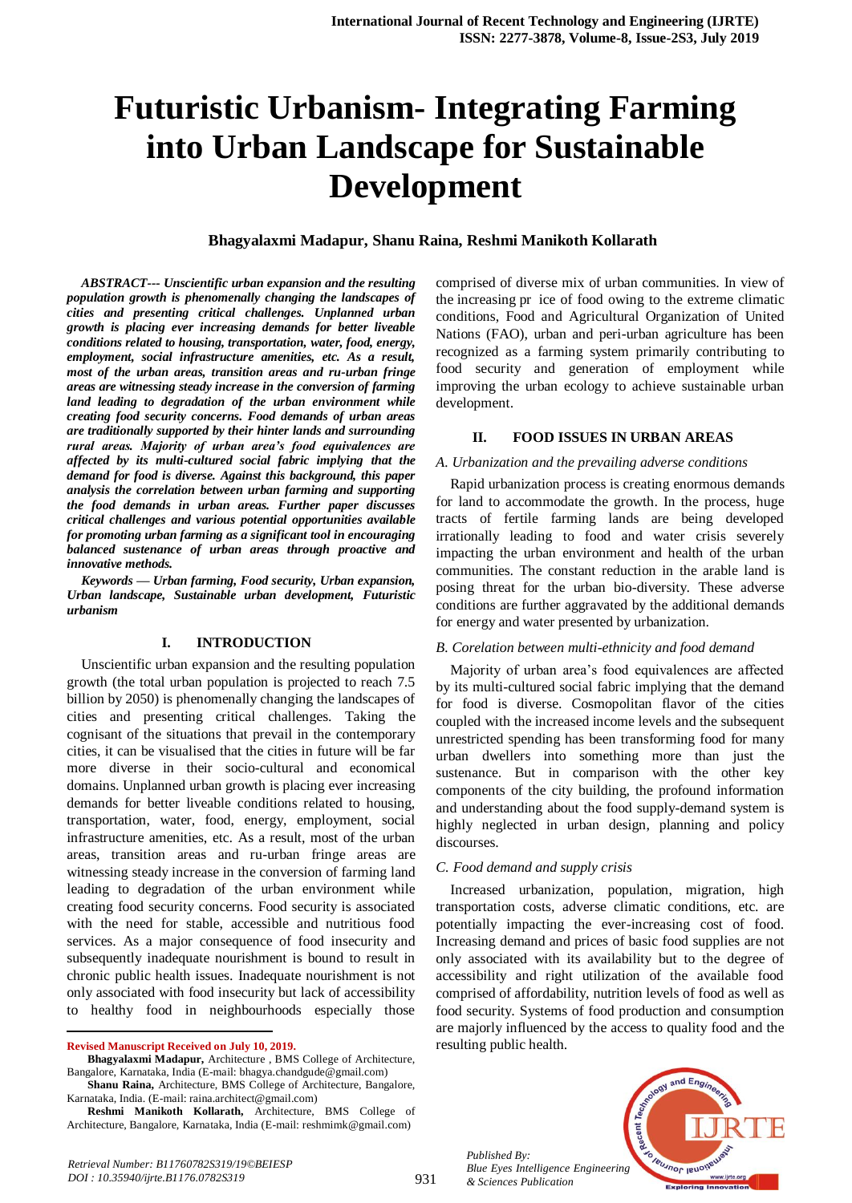# Futuristic Urbanism- Integrating Farming into Urban Landscape for Sustainable Development

**Bhagyalaxmi Madapur, Shanu Raina, Reshmi Manikoth Kollarath**

***ABSTRACT--- Unscientific urban expansion and the resulting population growth is phenomenally changing the landscapes of cities and presenting critical challenges. Unplanned urban growth is placing ever increasing demands for better liveable conditions related to housing, transportation, water, food, energy, employment, social infrastructure amenities, etc. As a result, most of the urban areas, transition areas and ru-urban fringe areas are witnessing steady increase in the conversion of farming land leading to degradation of the urban environment while creating food security concerns. Food demands of urban areas are traditionally supported by their hinter lands and surrounding rural areas. Majority of urban area's food equivalences are affected by its multi-cultured social fabric implying that the demand for food is diverse. Against this background, this paper analysis the correlation between urban farming and supporting the food demands in urban areas. Further paper discusses critical challenges and various potential opportunities available for promoting urban farming as a significant tool in encouraging balanced sustenance of urban areas through proactive and innovative methods.***

***Keywords — Urban farming, Food security, Urban expansion, Urban landscape, Sustainable urban development, Futuristic urbanism***

## I. INTRODUCTION

Unscientific urban expansion and the resulting population growth (the total urban population is projected to reach 7.5 billion by 2050) is phenomenally changing the landscapes of cities and presenting critical challenges. Taking the cognisant of the situations that prevail in the contemporary cities, it can be visualised that the cities in future will be far more diverse in their socio-cultural and economical domains. Unplanned urban growth is placing ever increasing demands for better liveable conditions related to housing, transportation, water, food, energy, employment, social infrastructure amenities, etc. As a result, most of the urban areas, transition areas and ru-urban fringe areas are witnessing steady increase in the conversion of farming land leading to degradation of the urban environment while creating food security concerns. Food security is associated with the need for stable, accessible and nutritious food services. As a major consequence of food insecurity and subsequently inadequate nourishment is bound to result in chronic public health issues. Inadequate nourishment is not only associated with food insecurity but lack of accessibility to healthy food in neighbourhoods especially those comprised of diverse mix of urban communities. In view of the increasing pr ice of food owing to the extreme climatic conditions, Food and Agricultural Organization of United Nations (FAO), urban and peri-urban agriculture has been recognized as a farming system primarily contributing to food security and generation of employment while improving the urban ecology to achieve sustainable urban development.

**Revised Manuscript Received on July 10, 2019.**

**Bhagyalaxmi Madapur,** Architecture , BMS College of Architecture, Bangalore, Karnataka, India (E-mail: bhagya.chandgude@gmail.com)

**Shanu Raina,** Architecture, BMS College of Architecture, Bangalore, Karnataka, India. (E-mail: raina.architect@gmail.com)

**Reshmi Manikoth Kollarath,** Architecture, BMS College of Architecture, Bangalore, Karnataka, India (E-mail: reshmimk@gmail.com)

## II. FOOD ISSUES IN URBAN AREAS

### *A. Urbanization and the prevailing adverse conditions*

Rapid urbanization process is creating enormous demands for land to accommodate the growth. In the process, huge tracts of fertile farming lands are being developed irrationally leading to food and water crisis severely impacting the urban environment and health of the urban communities. The constant reduction in the arable land is posing threat for the urban bio-diversity. These adverse conditions are further aggravated by the additional demands for energy and water presented by urbanization.

### *B. Corelation between multi-ethnicity and food demand*

Majority of urban area's food equivalences are affected by its multi-cultured social fabric implying that the demand for food is diverse. Cosmopolitan flavor of the cities coupled with the increased income levels and the subsequent unrestricted spending has been transforming food for many urban dwellers into something more than just the sustenance. But in comparison with the other key components of the city building, the profound information and understanding about the food supply-demand system is highly neglected in urban design, planning and policy discourses.

### *C. Food demand and supply crisis*

Increased urbanization, population, migration, high transportation costs, adverse climatic conditions, etc. are potentially impacting the ever-increasing cost of food. Increasing demand and prices of basic food supplies are not only associated with its availability but to the degree of accessibility and right utilization of the available food comprised of affordability, nutrition levels of food as well as food security. Systems of food production and consumption are majorly influenced by the access to quality food and the resulting public health.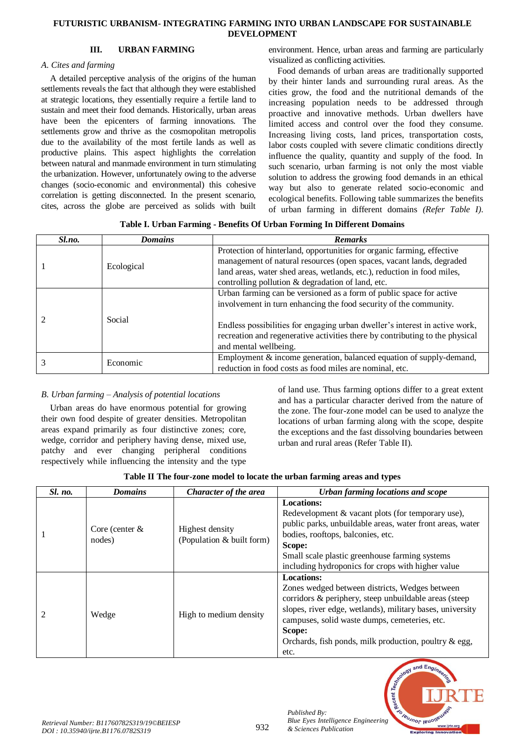## III. URBAN FARMING

### *A. Cites and farming*

A detailed perceptive analysis of the origins of the human settlements reveals the fact that although they were established at strategic locations, they essentially require a fertile land to sustain and meet their food demands. Historically, urban areas have been the epicenters of farming innovations. The settlements grow and thrive as the cosmopolitan metropolis due to the availability of the most fertile lands as well as productive plains. This aspect highlights the correlation between natural and manmade environment in turn stimulating the urbanization. However, unfortunately owing to the adverse changes (socio-economic and environmental) this cohesive correlation is getting disconnected. In the present scenario, cites, across the globe are perceived as solids with built environment. Hence, urban areas and farming are particularly visualized as conflicting activities.

Food demands of urban areas are traditionally supported by their hinter lands and surrounding rural areas. As the cities grow, the food and the nutritional demands of the increasing population needs to be addressed through proactive and innovative methods. Urban dwellers have limited access and control over the food they consume. Increasing living costs, land prices, transportation costs, labor costs coupled with severe climatic conditions directly influence the quality, quantity and supply of the food. In such scenario, urban farming is not only the most viable solution to address the growing food demands in an ethical way but also to generate related socio-economic and ecological benefits. Following table summarizes the benefits of urban farming in different domains *(Refer Table I).*

**Table I. Urban Farming - Benefits Of Urban Forming In Different Domains**

| *Sl.no.* | *Domains* | *Remarks* |
|---|---|---|
| 1 | Ecological | Protection of hinterland, opportunities for organic farming, effective management of natural resources (open spaces, vacant lands, degraded land areas, water shed areas, wetlands, etc.), reduction in food miles, controlling pollution & degradation of land, etc. |
| 2 | Social | Urban farming can be versioned as a form of public space for active involvement in turn enhancing the food security of the community.<br><br>Endless possibilities for engaging urban dweller's interest in active work, recreation and regenerative activities there by contributing to the physical and mental wellbeing. |
| 3 | Economic | Employment & income generation, balanced equation of supply-demand, reduction in food costs as food miles are nominal, etc. |

### *B. Urban farming – Analysis of potential locations*

Urban areas do have enormous potential for growing their own food despite of greater densities. Metropolitan areas expand primarily as four distinctive zones; core, wedge, corridor and periphery having dense, mixed use, patchy and ever changing peripheral conditions respectively while influencing the intensity and the type of land use. Thus farming options differ to a great extent and has a particular character derived from the nature of the zone. The four-zone model can be used to analyze the locations of urban farming along with the scope, despite the exceptions and the fast dissolving boundaries between urban and rural areas (Refer Table II).

**Table II The four-zone model to locate the urban farming areas and types**

| *Sl. no.* | *Domains* | *Character of the area* | *Urban farming locations and scope* |
|---|---|---|---|
| 1 | Core (center & nodes) | Highest density (Population & built form) | **Locations:**<br>Redevelopment & vacant plots (for temporary use), public parks, unbuildable areas, water front areas, water bodies, rooftops, balconies, etc.<br>**Scope:**<br>Small scale plastic greenhouse farming systems including hydroponics for crops with higher value |
| 2 | Wedge | High to medium density | **Locations:**<br>Zones wedged between districts, Wedges between corridors & periphery, steep unbuildable areas (steep slopes, river edge, wetlands), military bases, university campuses, solid waste dumps, cemeteries, etc.<br>**Scope:**<br>Orchards, fish ponds, milk production, poultry & egg, etc. |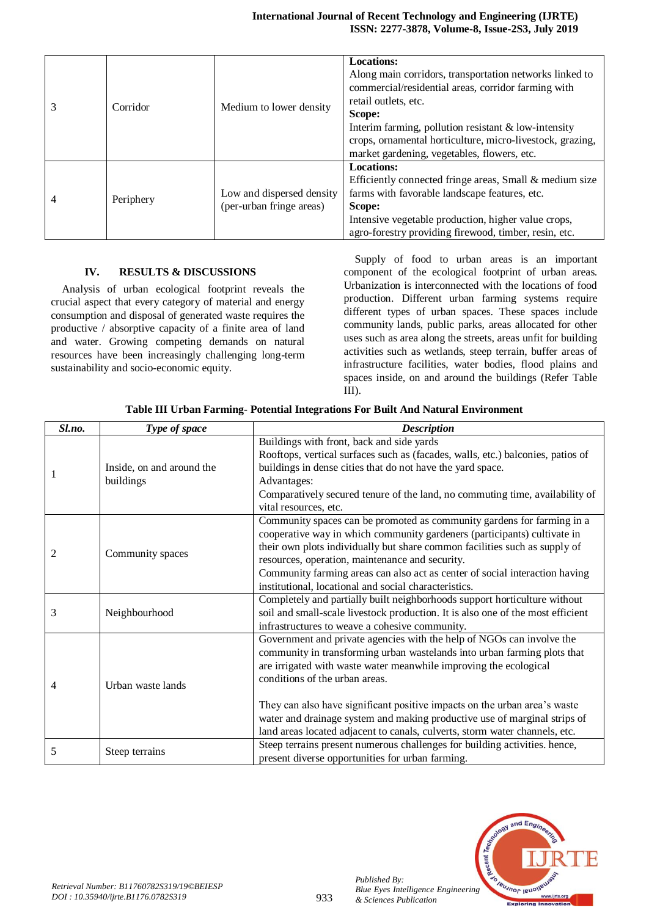| | | | |
|---|---|---|---|
| 3 | Corridor | Medium to lower density | **Locations:** Along main corridors, transportation networks linked to commercial/residential areas, corridor farming with retail outlets, etc. **Scope:** Interim farming, pollution resistant & low-intensity crops, ornamental horticulture, micro-livestock, grazing, market gardening, vegetables, flowers, etc. |
| 4 | Periphery | Low and dispersed density (per-urban fringe areas) | **Locations:** Efficiently connected fringe areas, Small & medium size farms with favorable landscape features, etc. **Scope:** Intensive vegetable production, higher value crops, agro-forestry providing firewood, timber, resin, etc. |

## IV. RESULTS & DISCUSSIONS

Analysis of urban ecological footprint reveals the crucial aspect that every category of material and energy consumption and disposal of generated waste requires the productive / absorptive capacity of a finite area of land and water. Growing competing demands on natural resources have been increasingly challenging long-term sustainability and socio-economic equity.

Supply of food to urban areas is an important component of the ecological footprint of urban areas. Urbanization is interconnected with the locations of food production. Different urban farming systems require different types of urban spaces. These spaces include community lands, public parks, areas allocated for other uses such as area along the streets, areas unfit for building activities such as wetlands, steep terrain, buffer areas of infrastructure facilities, water bodies, flood plains and spaces inside, on and around the buildings (Refer Table III).

**Table III Urban Farming- Potential Integrations For Built And Natural Environment**

| *Sl.no.* | *Type of space* | *Description* |
|---|---|---|
| 1 | Inside, on and around the buildings | Buildings with front, back and side yards Rooftops, vertical surfaces such as (facades, walls, etc.) balconies, patios of buildings in dense cities that do not have the yard space. Advantages: Comparatively secured tenure of the land, no commuting time, availability of vital resources, etc. |
| 2 | Community spaces | Community spaces can be promoted as community gardens for farming in a cooperative way in which community gardeners (participants) cultivate in their own plots individually but share common facilities such as supply of resources, operation, maintenance and security. Community farming areas can also act as center of social interaction having institutional, locational and social characteristics. |
| 3 | Neighbourhood | Completely and partially built neighborhoods support horticulture without soil and small-scale livestock production. It is also one of the most efficient infrastructures to weave a cohesive community. |
| 4 | Urban waste lands | Government and private agencies with the help of NGOs can involve the community in transforming urban wastelands into urban farming plots that are irrigated with waste water meanwhile improving the ecological conditions of the urban areas. They can also have significant positive impacts on the urban area's waste water and drainage system and making productive use of marginal strips of land areas located adjacent to canals, culverts, storm water channels, etc. |
| 5 | Steep terrains | Steep terrains present numerous challenges for building activities. hence, present diverse opportunities for urban farming. |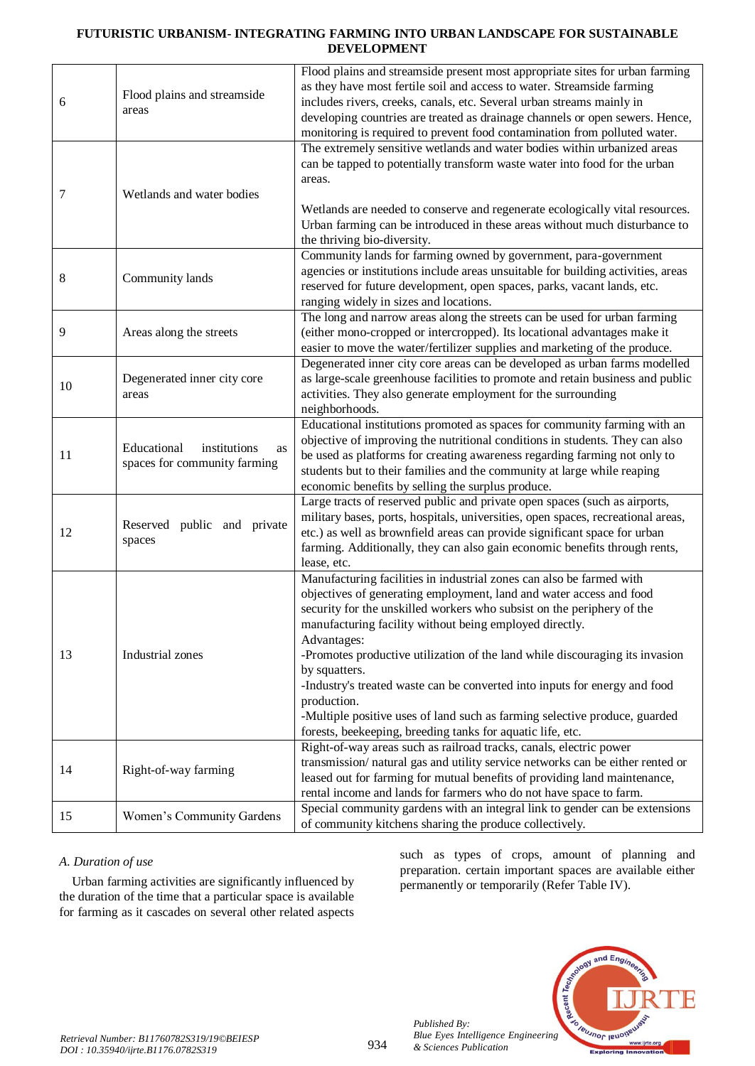| | | |
|---|---|---|
| 6 | Flood plains and streamside areas | Flood plains and streamside present most appropriate sites for urban farming as they have most fertile soil and access to water. Streamside farming includes rivers, creeks, canals, etc. Several urban streams mainly in developing countries are treated as drainage channels or open sewers. Hence, monitoring is required to prevent food contamination from polluted water. |
| 7 | Wetlands and water bodies | The extremely sensitive wetlands and water bodies within urbanized areas can be tapped to potentially transform waste water into food for the urban areas. Wetlands are needed to conserve and regenerate ecologically vital resources. Urban farming can be introduced in these areas without much disturbance to the thriving bio-diversity. |
| 8 | Community lands | Community lands for farming owned by government, para-government agencies or institutions include areas unsuitable for building activities, areas reserved for future development, open spaces, parks, vacant lands, etc. ranging widely in sizes and locations. |
| 9 | Areas along the streets | The long and narrow areas along the streets can be used for urban farming (either mono-cropped or intercropped). Its locational advantages make it easier to move the water/fertilizer supplies and marketing of the produce. |
| 10 | Degenerated inner city core areas | Degenerated inner city core areas can be developed as urban farms modelled as large-scale greenhouse facilities to promote and retain business and public activities. They also generate employment for the surrounding neighborhoods. |
| 11 | Educational institutions as spaces for community farming | Educational institutions promoted as spaces for community farming with an objective of improving the nutritional conditions in students. They can also be used as platforms for creating awareness regarding farming not only to students but to their families and the community at large while reaping economic benefits by selling the surplus produce. |
| 12 | Reserved public and private spaces | Large tracts of reserved public and private open spaces (such as airports, military bases, ports, hospitals, universities, open spaces, recreational areas, etc.) as well as brownfield areas can provide significant space for urban farming. Additionally, they can also gain economic benefits through rents, lease, etc. |
| 13 | Industrial zones | Manufacturing facilities in industrial zones can also be farmed with objectives of generating employment, land and water access and food security for the unskilled workers who subsist on the periphery of the manufacturing facility without being employed directly.<br>Advantages:<br>-Promotes productive utilization of the land while discouraging its invasion by squatters.<br>-Industry's treated waste can be converted into inputs for energy and food production.<br>-Multiple positive uses of land such as farming selective produce, guarded forests, beekeeping, breeding tanks for aquatic life, etc. |
| 14 | Right-of-way farming | Right-of-way areas such as railroad tracks, canals, electric power transmission/ natural gas and utility service networks can be either rented or leased out for farming for mutual benefits of providing land maintenance, rental income and lands for farmers who do not have space to farm. |
| 15 | Women's Community Gardens | Special community gardens with an integral link to gender can be extensions of community kitchens sharing the produce collectively. |

### *A. Duration of use*

Urban farming activities are significantly influenced by the duration of the time that a particular space is available for farming as it cascades on several other related aspects such as types of crops, amount of planning and preparation. certain important spaces are available either permanently or temporarily (Refer Table IV).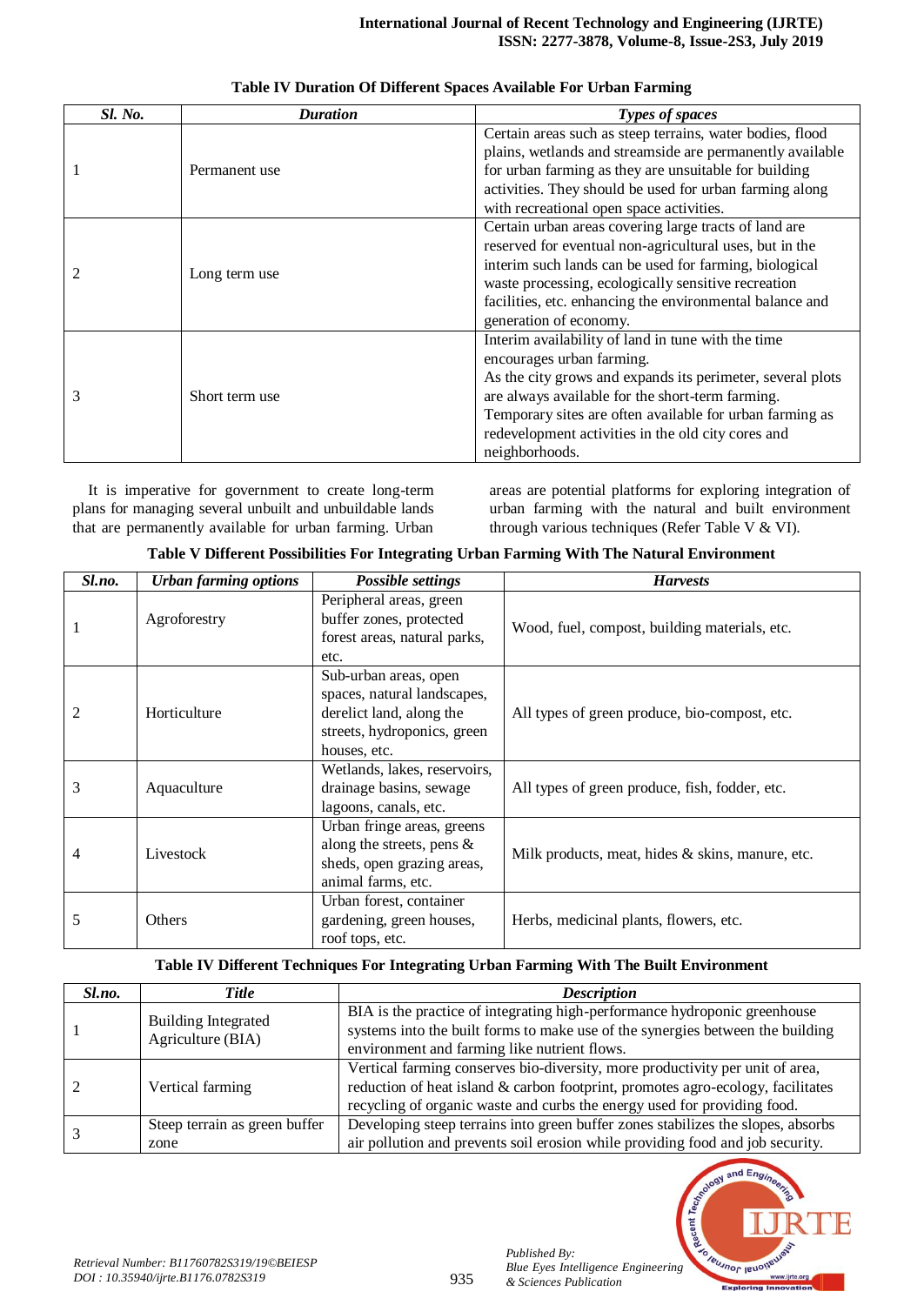**Table IV Duration Of Different Spaces Available For Urban Farming**

| *Sl. No.* | *Duration* | *Types of spaces* |
|---|---|---|
| 1 | Permanent use | Certain areas such as steep terrains, water bodies, flood plains, wetlands and streamside are permanently available for urban farming as they are unsuitable for building activities. They should be used for urban farming along with recreational open space activities. |
| 2 | Long term use | Certain urban areas covering large tracts of land are reserved for eventual non-agricultural uses, but in the interim such lands can be used for farming, biological waste processing, ecologically sensitive recreation facilities, etc. enhancing the environmental balance and generation of economy. |
| 3 | Short term use | Interim availability of land in tune with the time encourages urban farming. As the city grows and expands its perimeter, several plots are always available for the short-term farming. Temporary sites are often available for urban farming as redevelopment activities in the old city cores and neighborhoods. |

It is imperative for government to create long-term plans for managing several unbuilt and unbuildable lands that are permanently available for urban farming. Urban areas are potential platforms for exploring integration of urban farming with the natural and built environment through various techniques (Refer Table V & VI).

**Table V Different Possibilities For Integrating Urban Farming With The Natural Environment**

| *Sl.no.* | *Urban farming options* | *Possible settings* | *Harvests* |
|---|---|---|---|
| 1 | Agroforestry | Peripheral areas, green buffer zones, protected forest areas, natural parks, etc. | Wood, fuel, compost, building materials, etc. |
| 2 | Horticulture | Sub-urban areas, open spaces, natural landscapes, derelict land, along the streets, hydroponics, green houses, etc. | All types of green produce, bio-compost, etc. |
| 3 | Aquaculture | Wetlands, lakes, reservoirs, drainage basins, sewage lagoons, canals, etc. | All types of green produce, fish, fodder, etc. |
| 4 | Livestock | Urban fringe areas, greens along the streets, pens & sheds, open grazing areas, animal farms, etc. | Milk products, meat, hides & skins, manure, etc. |
| 5 | Others | Urban forest, container gardening, green houses, roof tops, etc. | Herbs, medicinal plants, flowers, etc. |

**Table IV Different Techniques For Integrating Urban Farming With The Built Environment**

| *Sl.no.* | *Title* | *Description* |
|---|---|---|
| 1 | Building Integrated Agriculture (BIA) | BIA is the practice of integrating high-performance hydroponic greenhouse systems into the built forms to make use of the synergies between the building environment and farming like nutrient flows. |
| 2 | Vertical farming | Vertical farming conserves bio-diversity, more productivity per unit of area, reduction of heat island & carbon footprint, promotes agro-ecology, facilitates recycling of organic waste and curbs the energy used for providing food. |
| 3 | Steep terrain as green buffer zone | Developing steep terrains into green buffer zones stabilizes the slopes, absorbs air pollution and prevents soil erosion while providing food and job security. |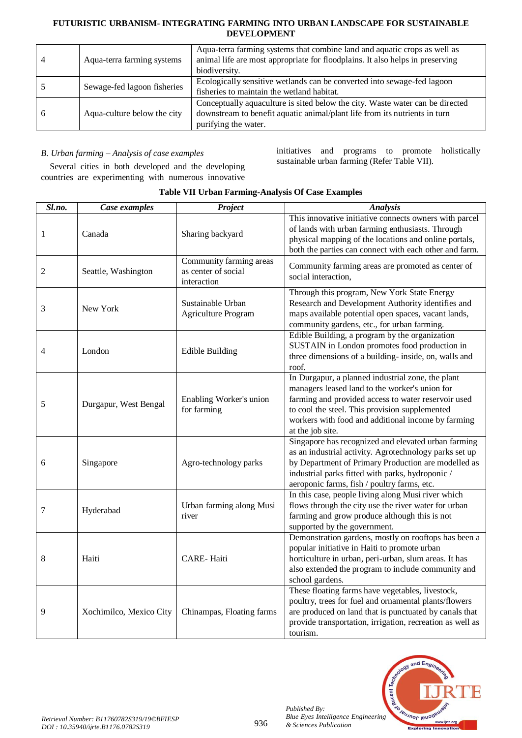| 4 | Aqua-terra farming systems | Aqua-terra farming systems that combine land and aquatic crops as well as animal life are most appropriate for floodplains. It also helps in preserving biodiversity. |
|---|---|---|
| 5 | Sewage-fed lagoon fisheries | Ecologically sensitive wetlands can be converted into sewage-fed lagoon fisheries to maintain the wetland habitat. |
| 6 | Aqua-culture below the city | Conceptually aquaculture is sited below the city. Waste water can be directed downstream to benefit aquatic animal/plant life from its nutrients in turn purifying the water. |

*B. Urban farming – Analysis of case examples*

Several cities in both developed and the developing countries are experimenting with numerous innovative initiatives and programs to promote holistically sustainable urban farming (Refer Table VII).

**Table VII Urban Farming-Analysis Of Case Examples**

| *Sl.no.* | *Case examples* | *Project* | *Analysis* |
|---|---|---|---|
| 1 | Canada | Sharing backyard | This innovative initiative connects owners with parcel of lands with urban farming enthusiasts. Through physical mapping of the locations and online portals, both the parties can connect with each other and farm. |
| 2 | Seattle, Washington | Community farming areas as center of social interaction | Community farming areas are promoted as center of social interaction, |
| 3 | New York | Sustainable Urban Agriculture Program | Through this program, New York State Energy Research and Development Authority identifies and maps available potential open spaces, vacant lands, community gardens, etc., for urban farming. |
| 4 | London | Edible Building | Edible Building, a program by the organization SUSTAIN in London promotes food production in three dimensions of a building- inside, on, walls and roof. |
| 5 | Durgapur, West Bengal | Enabling Worker's union for farming | In Durgapur, a planned industrial zone, the plant managers leased land to the worker's union for farming and provided access to water reservoir used to cool the steel. This provision supplemented workers with food and additional income by farming at the job site. |
| 6 | Singapore | Agro-technology parks | Singapore has recognized and elevated urban farming as an industrial activity. Agrotechnology parks set up by Department of Primary Production are modelled as industrial parks fitted with parks, hydroponic / aeroponic farms, fish / poultry farms, etc. |
| 7 | Hyderabad | Urban farming along Musi river | In this case, people living along Musi river which flows through the city use the river water for urban farming and grow produce although this is not supported by the government. |
| 8 | Haiti | CARE- Haiti | Demonstration gardens, mostly on rooftops has been a popular initiative in Haiti to promote urban horticulture in urban, peri-urban, slum areas. It has also extended the program to include community and school gardens. |
| 9 | Xochimilco, Mexico City | Chinampas, Floating farms | These floating farms have vegetables, livestock, poultry, trees for fuel and ornamental plants/flowers are produced on land that is punctuated by canals that provide transportation, irrigation, recreation as well as tourism. |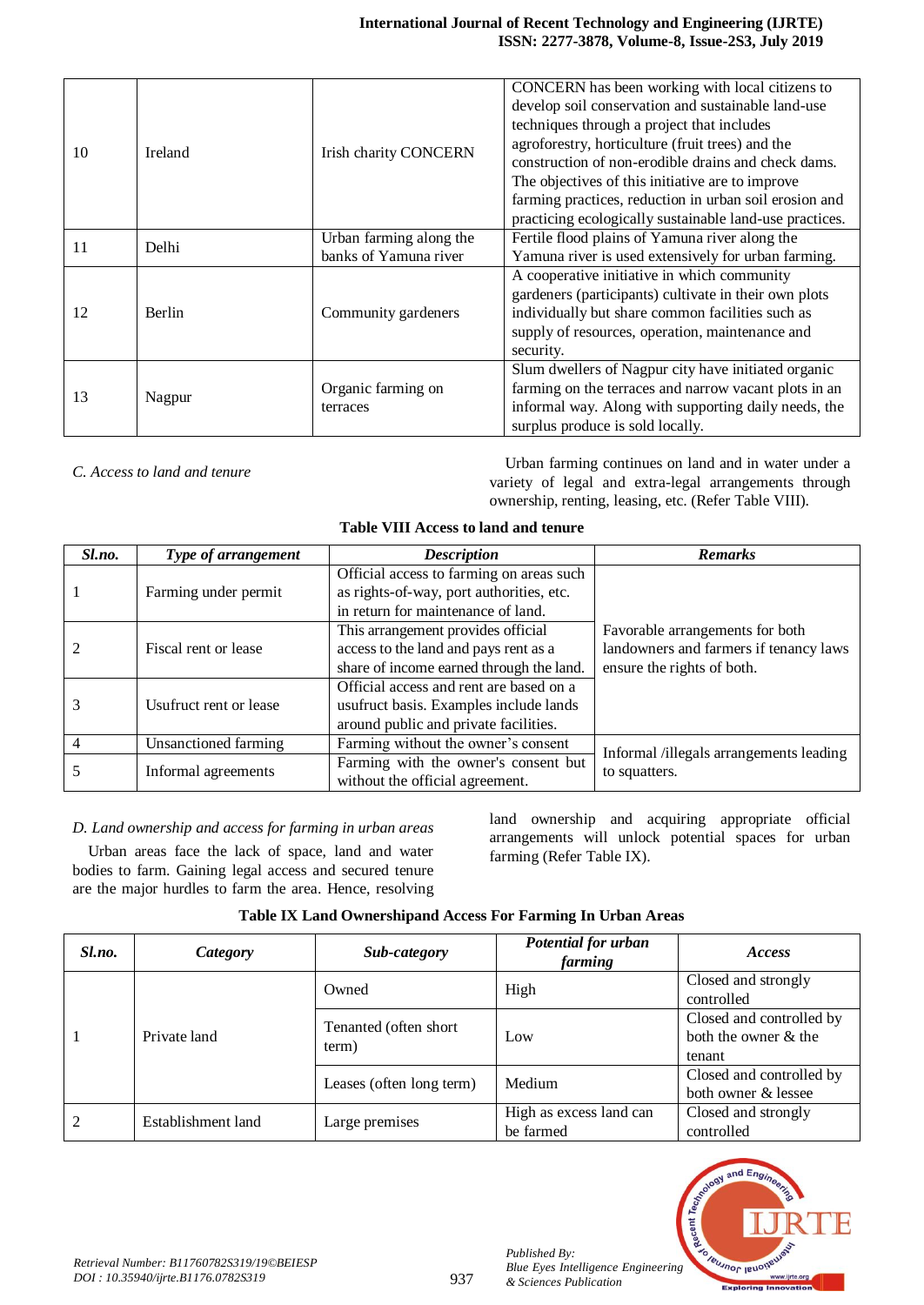| 10 | Ireland | Irish charity CONCERN | CONCERN has been working with local citizens to develop soil conservation and sustainable land-use techniques through a project that includes agroforestry, horticulture (fruit trees) and the construction of non-erodible drains and check dams. The objectives of this initiative are to improve farming practices, reduction in urban soil erosion and practicing ecologically sustainable land-use practices. |
|---|---|---|---|
| 11 | Delhi | Urban farming along the banks of Yamuna river | Fertile flood plains of Yamuna river along the Yamuna river is used extensively for urban farming. |
| 12 | Berlin | Community gardeners | A cooperative initiative in which community gardeners (participants) cultivate in their own plots individually but share common facilities such as supply of resources, operation, maintenance and security. |
| 13 | Nagpur | Organic farming on terraces | Slum dwellers of Nagpur city have initiated organic farming on the terraces and narrow vacant plots in an informal way. Along with supporting daily needs, the surplus produce is sold locally. |

*C. Access to land and tenure*

Urban farming continues on land and in water under a variety of legal and extra-legal arrangements through ownership, renting, leasing, etc. (Refer Table VIII).

**Table VIII Access to land and tenure**

| *Sl.no.* | *Type of arrangement* | *Description* | *Remarks* |
|---|---|---|---|
| 1 | Farming under permit | Official access to farming on areas such as rights-of-way, port authorities, etc. in return for maintenance of land. | Favorable arrangements for both landowners and farmers if tenancy laws ensure the rights of both. |
| 2 | Fiscal rent or lease | This arrangement provides official access to the land and pays rent as a share of income earned through the land. | |
| 3 | Usufruct rent or lease | Official access and rent are based on a usufruct basis. Examples include lands around public and private facilities. | |
| 4 | Unsanctioned farming | Farming without the owner's consent | Informal /illegals arrangements leading to squatters. |
| 5 | Informal agreements | Farming with the owner's consent but without the official agreement. | |

*D. Land ownership and access for farming in urban areas*

Urban areas face the lack of space, land and water bodies to farm. Gaining legal access and secured tenure are the major hurdles to farm the area. Hence, resolving land ownership and acquiring appropriate official arrangements will unlock potential spaces for urban farming (Refer Table IX).

**Table IX Land Ownershipand Access For Farming In Urban Areas**

| *Sl.no.* | *Category* | *Sub-category* | *Potential for urban farming* | *Access* |
|---|---|---|---|---|
| 1 | Private land | Owned | High | Closed and strongly controlled |
| | | Tenanted (often short term) | Low | Closed and controlled by both the owner & the tenant |
| | | Leases (often long term) | Medium | Closed and controlled by both owner & lessee |
| 2 | Establishment land | Large premises | High as excess land can be farmed | Closed and strongly controlled |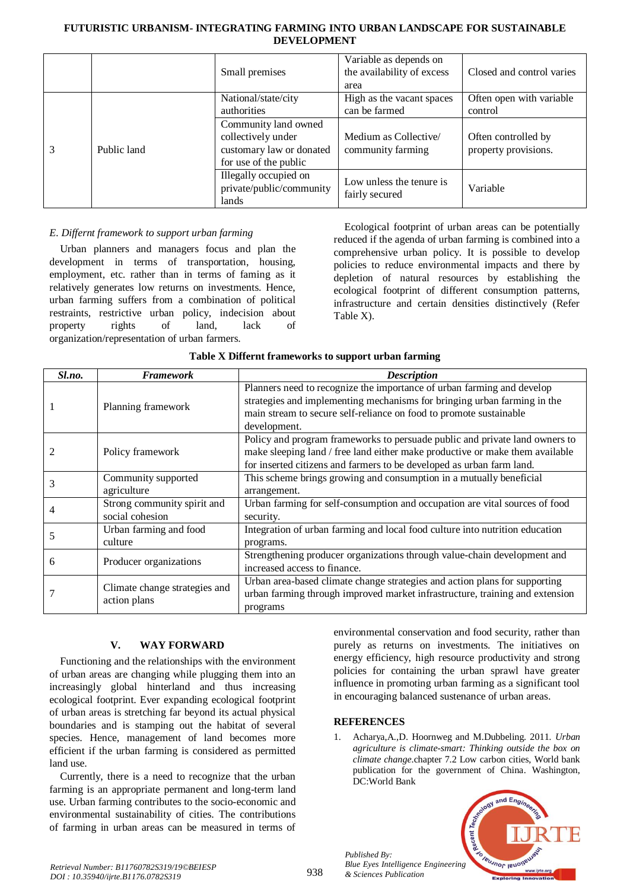| | | Small premises | Variable as depends on the availability of excess area | Closed and control varies |
|---|---|---|---|---|
| 3 | Public land | National/state/city authorities | High as the vacant spaces can be farmed | Often open with variable control |
| | | Community land owned collectively under customary law or donated for use of the public | Medium as Collective/ community farming | Often controlled by property provisions. |
| | | Illegally occupied on private/public/community lands | Low unless the tenure is fairly secured | Variable |

*E. Differnt framework to support urban farming*

Urban planners and managers focus and plan the development in terms of transportation, housing, employment, etc. rather than in terms of faming as it relatively generates low returns on investments. Hence, urban farming suffers from a combination of political restraints, restrictive urban policy, indecision about property rights of land, lack of organization/representation of urban farmers.

Ecological footprint of urban areas can be potentially reduced if the agenda of urban farming is combined into a comprehensive urban policy. It is possible to develop policies to reduce environmental impacts and there by depletion of natural resources by establishing the ecological footprint of different consumption patterns, infrastructure and certain densities distinctively (Refer Table X).

**Table X Differnt frameworks to support urban farming**

| *Sl.no.* | *Framework* | *Description* |
|---|---|---|
| 1 | Planning framework | Planners need to recognize the importance of urban farming and develop strategies and implementing mechanisms for bringing urban farming in the main stream to secure self-reliance on food to promote sustainable development. |
| 2 | Policy framework | Policy and program frameworks to persuade public and private land owners to make sleeping land / free land either make productive or make them available for inserted citizens and farmers to be developed as urban farm land. |
| 3 | Community supported agriculture | This scheme brings growing and consumption in a mutually beneficial arrangement. |
| 4 | Strong community spirit and social cohesion | Urban farming for self-consumption and occupation are vital sources of food security. |
| 5 | Urban farming and food culture | Integration of urban farming and local food culture into nutrition education programs. |
| 6 | Producer organizations | Strengthening producer organizations through value-chain development and increased access to finance. |
| 7 | Climate change strategies and action plans | Urban area-based climate change strategies and action plans for supporting urban farming through improved market infrastructure, training and extension programs |

## V. WAY FORWARD

Functioning and the relationships with the environment of urban areas are changing while plugging them into an increasingly global hinterland and thus increasing ecological footprint. Ever expanding ecological footprint of urban areas is stretching far beyond its actual physical boundaries and is stamping out the habitat of several species. Hence, management of land becomes more efficient if the urban farming is considered as permitted land use.

Currently, there is a need to recognize that the urban farming is an appropriate permanent and long-term land use. Urban farming contributes to the socio-economic and environmental sustainability of cities. The contributions of farming in urban areas can be measured in terms of environmental conservation and food security, rather than purely as returns on investments. The initiatives on energy efficiency, high resource productivity and strong policies for containing the urban sprawl have greater influence in promoting urban farming as a significant tool in encouraging balanced sustenance of urban areas.

## REFERENCES

1. Acharya,A.,D. Hoornweg and M.Dubbeling. 2011. *Urban agriculture is climate-smart: Thinking outside the box on climate change*.chapter 7.2 Low carbon cities, World bank publication for the government of China. Washington, DC:World Bank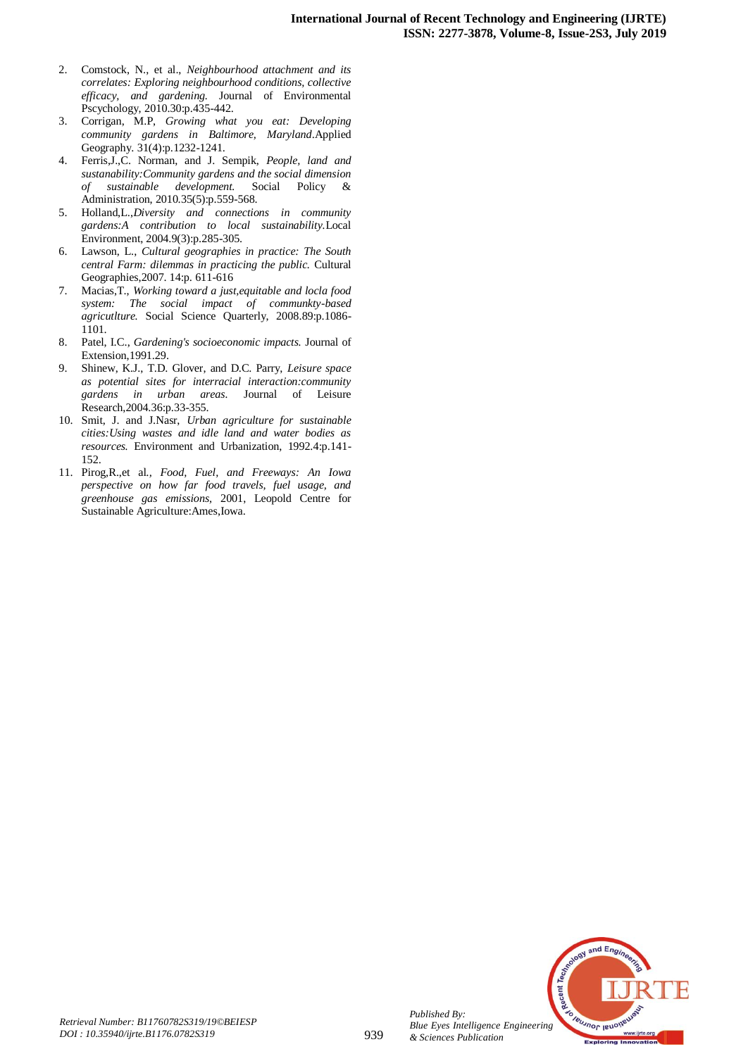2. Comstock, N., et al., *Neighbourhood attachment and its correlates: Exploring neighbourhood conditions, collective efficacy, and gardening.* Journal of Environmental Pscychology, 2010.30:p.435-442.
3. Corrigan, M.P, *Growing what you eat: Developing community gardens in Baltimore, Maryland*.Applied Geography. 31(4):p.1232-1241.
4. Ferris,J.,C. Norman, and J. Sempik, *People, land and sustanability:Community gardens and the social dimension of sustainable development.* Social Policy & Administration, 2010.35(5):p.559-568.
5. Holland,L.,*Diversity and connections in community gardens:A contribution to local sustainability.*Local Environment, 2004.9(3):p.285-305.
6. Lawson, L., *Cultural geographies in practice: The South central Farm: dilemmas in practicing the public.* Cultural Geographies,2007. 14:p. 611-616
7. Macias,T., *Working toward a just,equitable and locla food system: The social impact of communkty-based agricutlture.* Social Science Quarterly, 2008.89:p.1086-1101.
8. Patel, I.C., *Gardening's socioeconomic impacts.* Journal of Extension,1991.29.
9. Shinew, K.J., T.D. Glover, and D.C. Parry, *Leisure space as potential sites for interracial interaction:community gardens in urban areas.* Journal of Leisure Research,2004.36:p.33-355.
10. Smit, J. and J.Nasr, *Urban agriculture for sustainable cities:Using wastes and idle land and water bodies as resources.* Environment and Urbanization, 1992.4:p.141-152.
11. Pirog,R.,et al., *Food, Fuel, and Freeways: An Iowa perspective on how far food travels, fuel usage, and greenhouse gas emissions*, 2001, Leopold Centre for Sustainable Agriculture:Ames,Iowa.